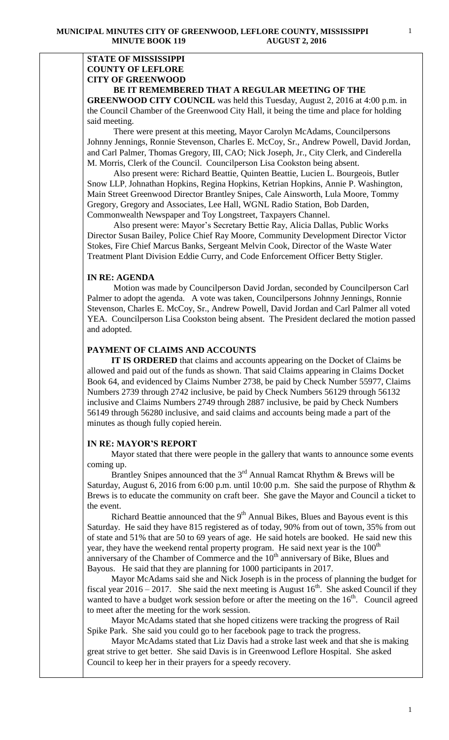**STATE OF MISSISSIPPI**
**COUNTY OF LEFLORE**
**CITY OF GREENWOOD**

**BE IT REMEMBERED THAT A REGULAR MEETING OF THE GREENWOOD CITY COUNCIL** was held this Tuesday, August 2, 2016 at 4:00 p.m. in the Council Chamber of the Greenwood City Hall, it being the time and place for holding said meeting.

There were present at this meeting, Mayor Carolyn McAdams, Councilpersons Johnny Jennings, Ronnie Stevenson, Charles E. McCoy, Sr., Andrew Powell, David Jordan, and Carl Palmer, Thomas Gregory, III, CAO; Nick Joseph, Jr., City Clerk, and Cinderella M. Morris, Clerk of the Council. Councilperson Lisa Cookston being absent.

Also present were: Richard Beattie, Quinten Beattie, Lucien L. Bourgeois, Butler Snow LLP, Johnathan Hopkins, Regina Hopkins, Ketrian Hopkins, Annie P. Washington, Main Street Greenwood Director Brantley Snipes, Cale Ainsworth, Lula Moore, Tommy Gregory, Gregory and Associates, Lee Hall, WGNL Radio Station, Bob Darden, Commonwealth Newspaper and Toy Longstreet, Taxpayers Channel.

Also present were: Mayor's Secretary Bettie Ray, Alicia Dallas, Public Works Director Susan Bailey, Police Chief Ray Moore, Community Development Director Victor Stokes, Fire Chief Marcus Banks, Sergeant Melvin Cook, Director of the Waste Water Treatment Plant Division Eddie Curry, and Code Enforcement Officer Betty Stigler.

**IN RE: AGENDA**

Motion was made by Councilperson David Jordan, seconded by Councilperson Carl Palmer to adopt the agenda. A vote was taken, Councilpersons Johnny Jennings, Ronnie Stevenson, Charles E. McCoy, Sr., Andrew Powell, David Jordan and Carl Palmer all voted YEA. Councilperson Lisa Cookston being absent. The President declared the motion passed and adopted.

**PAYMENT OF CLAIMS AND ACCOUNTS**

**IT IS ORDERED** that claims and accounts appearing on the Docket of Claims be allowed and paid out of the funds as shown. That said Claims appearing in Claims Docket Book 64, and evidenced by Claims Number 2738, be paid by Check Number 55977, Claims Numbers 2739 through 2742 inclusive, be paid by Check Numbers 56129 through 56132 inclusive and Claims Numbers 2749 through 2887 inclusive, be paid by Check Numbers 56149 through 56280 inclusive, and said claims and accounts being made a part of the minutes as though fully copied herein.

**IN RE: MAYOR'S REPORT**

Mayor stated that there were people in the gallery that wants to announce some events coming up.

Brantley Snipes announced that the 3rd Annual Ramcat Rhythm & Brews will be Saturday, August 6, 2016 from 6:00 p.m. until 10:00 p.m. She said the purpose of Rhythm & Brews is to educate the community on craft beer. She gave the Mayor and Council a ticket to the event.

Richard Beattie announced that the 9th Annual Bikes, Blues and Bayous event is this Saturday. He said they have 815 registered as of today, 90% from out of town, 35% from out of state and 51% that are 50 to 69 years of age. He said hotels are booked. He said new this year, they have the weekend rental property program. He said next year is the 100th anniversary of the Chamber of Commerce and the 10th anniversary of Bike, Blues and Bayous. He said that they are planning for 1000 participants in 2017.

Mayor McAdams said she and Nick Joseph is in the process of planning the budget for fiscal year 2016 – 2017. She said the next meeting is August 16th. She asked Council if they wanted to have a budget work session before or after the meeting on the 16th. Council agreed to meet after the meeting for the work session.

Mayor McAdams stated that she hoped citizens were tracking the progress of Rail Spike Park. She said you could go to her facebook page to track the progress.

Mayor McAdams stated that Liz Davis had a stroke last week and that she is making great strive to get better. She said Davis is in Greenwood Leflore Hospital. She asked Council to keep her in their prayers for a speedy recovery.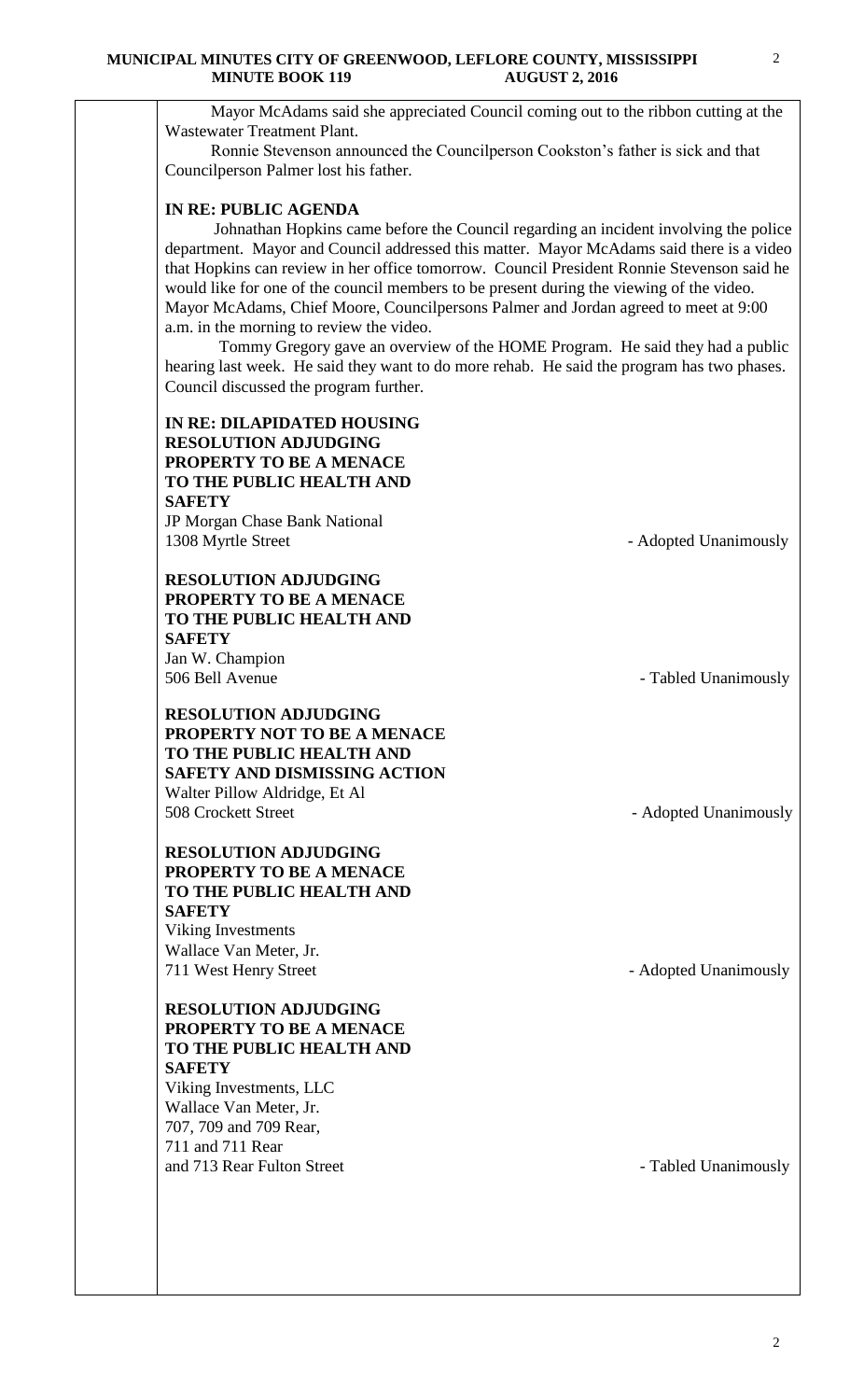Mayor McAdams said she appreciated Council coming out to the ribbon cutting at the Wastewater Treatment Plant.

Ronnie Stevenson announced the Councilperson Cookston's father is sick and that Councilperson Palmer lost his father.

**IN RE: PUBLIC AGENDA**

Johnathan Hopkins came before the Council regarding an incident involving the police department. Mayor and Council addressed this matter. Mayor McAdams said there is a video that Hopkins can review in her office tomorrow. Council President Ronnie Stevenson said he would like for one of the council members to be present during the viewing of the video. Mayor McAdams, Chief Moore, Councilpersons Palmer and Jordan agreed to meet at 9:00 a.m. in the morning to review the video.

Tommy Gregory gave an overview of the HOME Program. He said they had a public hearing last week. He said they want to do more rehab. He said the program has two phases. Council discussed the program further.

**IN RE: DILAPIDATED HOUSING**
**RESOLUTION ADJUDGING PROPERTY TO BE A MENACE TO THE PUBLIC HEALTH AND SAFETY**
JP Morgan Chase Bank National
1308 Myrtle Street - Adopted Unanimously

**RESOLUTION ADJUDGING PROPERTY TO BE A MENACE TO THE PUBLIC HEALTH AND SAFETY**
Jan W. Champion
506 Bell Avenue - Tabled Unanimously

**RESOLUTION ADJUDGING PROPERTY NOT TO BE A MENACE TO THE PUBLIC HEALTH AND SAFETY AND DISMISSING ACTION**
Walter Pillow Aldridge, Et Al
508 Crockett Street - Adopted Unanimously

**RESOLUTION ADJUDGING PROPERTY TO BE A MENACE TO THE PUBLIC HEALTH AND SAFETY**
Viking Investments
Wallace Van Meter, Jr.
711 West Henry Street - Adopted Unanimously

**RESOLUTION ADJUDGING PROPERTY TO BE A MENACE TO THE PUBLIC HEALTH AND SAFETY**
Viking Investments, LLC
Wallace Van Meter, Jr.
707, 709 and 709 Rear,
711 and 711 Rear
and 713 Rear Fulton Street - Tabled Unanimously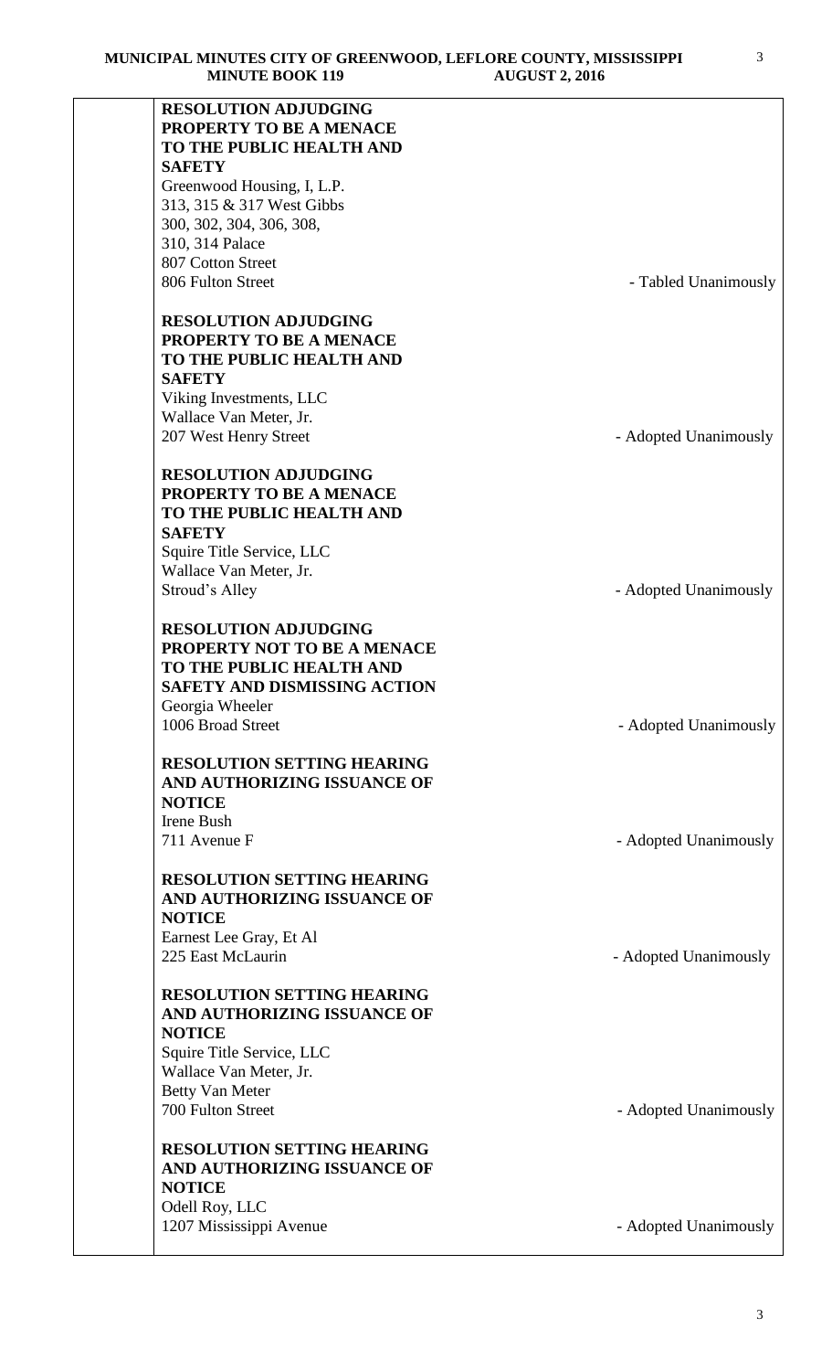**RESOLUTION ADJUDGING PROPERTY TO BE A MENACE TO THE PUBLIC HEALTH AND SAFETY**
Greenwood Housing, I, L.P.
313, 315 & 317 West Gibbs
300, 302, 304, 306, 308,
310, 314 Palace
807 Cotton Street
806 Fulton Street - Tabled Unanimously

**RESOLUTION ADJUDGING PROPERTY TO BE A MENACE TO THE PUBLIC HEALTH AND SAFETY**
Viking Investments, LLC
Wallace Van Meter, Jr.
207 West Henry Street - Adopted Unanimously

**RESOLUTION ADJUDGING PROPERTY TO BE A MENACE TO THE PUBLIC HEALTH AND SAFETY**
Squire Title Service, LLC
Wallace Van Meter, Jr.
Stroud's Alley - Adopted Unanimously

**RESOLUTION ADJUDGING PROPERTY NOT TO BE A MENACE TO THE PUBLIC HEALTH AND SAFETY AND DISMISSING ACTION**
Georgia Wheeler
1006 Broad Street - Adopted Unanimously

**RESOLUTION SETTING HEARING AND AUTHORIZING ISSUANCE OF NOTICE**
Irene Bush
711 Avenue F - Adopted Unanimously

**RESOLUTION SETTING HEARING AND AUTHORIZING ISSUANCE OF NOTICE**
Earnest Lee Gray, Et Al
225 East McLaurin - Adopted Unanimously

**RESOLUTION SETTING HEARING AND AUTHORIZING ISSUANCE OF NOTICE**
Squire Title Service, LLC
Wallace Van Meter, Jr.
Betty Van Meter
700 Fulton Street - Adopted Unanimously

**RESOLUTION SETTING HEARING AND AUTHORIZING ISSUANCE OF NOTICE**
Odell Roy, LLC
1207 Mississippi Avenue - Adopted Unanimously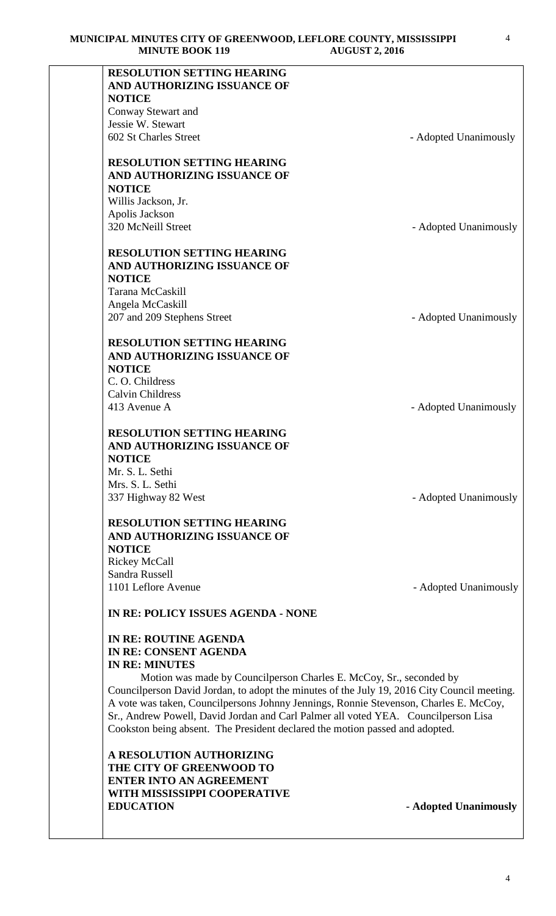**RESOLUTION SETTING HEARING AND AUTHORIZING ISSUANCE OF NOTICE**
Conway Stewart and
Jessie W. Stewart
602 St Charles Street - Adopted Unanimously

**RESOLUTION SETTING HEARING AND AUTHORIZING ISSUANCE OF NOTICE**
Willis Jackson, Jr.
Apolis Jackson
320 McNeill Street - Adopted Unanimously

**RESOLUTION SETTING HEARING AND AUTHORIZING ISSUANCE OF NOTICE**
Tarana McCaskill
Angela McCaskill
207 and 209 Stephens Street - Adopted Unanimously

**RESOLUTION SETTING HEARING AND AUTHORIZING ISSUANCE OF NOTICE**
C. O. Childress
Calvin Childress
413 Avenue A - Adopted Unanimously

**RESOLUTION SETTING HEARING AND AUTHORIZING ISSUANCE OF NOTICE**
Mr. S. L. Sethi
Mrs. S. L. Sethi
337 Highway 82 West - Adopted Unanimously

**RESOLUTION SETTING HEARING AND AUTHORIZING ISSUANCE OF NOTICE**
Rickey McCall
Sandra Russell
1101 Leflore Avenue - Adopted Unanimously

**IN RE: POLICY ISSUES AGENDA - NONE**

**IN RE: ROUTINE AGENDA**
**IN RE: CONSENT AGENDA**
**IN RE: MINUTES**

Motion was made by Councilperson Charles E. McCoy, Sr., seconded by Councilperson David Jordan, to adopt the minutes of the July 19, 2016 City Council meeting. A vote was taken, Councilpersons Johnny Jennings, Ronnie Stevenson, Charles E. McCoy, Sr., Andrew Powell, David Jordan and Carl Palmer all voted YEA. Councilperson Lisa Cookston being absent. The President declared the motion passed and adopted.

**A RESOLUTION AUTHORIZING THE CITY OF GREENWOOD TO ENTER INTO AN AGREEMENT WITH MISSISSIPPI COOPERATIVE EDUCATION - Adopted Unanimously**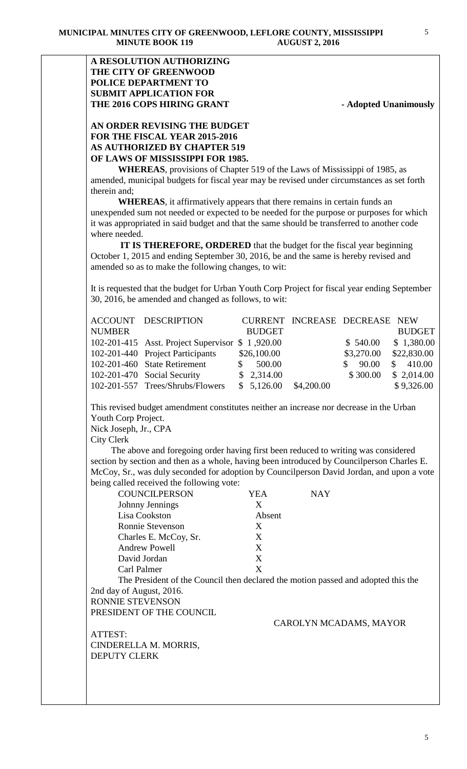**A RESOLUTION AUTHORIZING THE CITY OF GREENWOOD POLICE DEPARTMENT TO SUBMIT APPLICATION FOR THE 2016 COPS HIRING GRANT** **- Adopted Unanimously**

**AN ORDER REVISING THE BUDGET FOR THE FISCAL YEAR 2015-2016 AS AUTHORIZED BY CHAPTER 519 OF LAWS OF MISSISSIPPI FOR 1985.**

**WHEREAS**, provisions of Chapter 519 of the Laws of Mississippi of 1985, as amended, municipal budgets for fiscal year may be revised under circumstances as set forth therein and;

**WHEREAS**, it affirmatively appears that there remains in certain funds an unexpended sum not needed or expected to be needed for the purpose or purposes for which it was appropriated in said budget and that the same should be transferred to another code where needed.

**IT IS THEREFORE, ORDERED** that the budget for the fiscal year beginning October 1, 2015 and ending September 30, 2016, be and the same is hereby revised and amended so as to make the following changes, to wit:

It is requested that the budget for Urban Youth Corp Project for fiscal year ending September 30, 2016, be amended and changed as follows, to wit:

| ACCOUNT NUMBER | DESCRIPTION | CURRENT BUDGET | INCREASE | DECREASE | NEW BUDGET |
|---|---|---|---|---|---|
| 102-201-415 | Asst. Project Supervisor | $ 1 ,920.00 | | $ 540.00 | $ 1,380.00 |
| 102-201-440 | Project Participants | $26,100.00 | | $3,270.00 | $22,830.00 |
| 102-201-460 | State Retirement | $ 500.00 | | $ 90.00 | $ 410.00 |
| 102-201-470 | Social Security | $ 2,314.00 | | $ 300.00 | $ 2,014.00 |
| 102-201-557 | Trees/Shrubs/Flowers | $ 5,126.00 | $4,200.00 | | $ 9,326.00 |

This revised budget amendment constitutes neither an increase nor decrease in the Urban Youth Corp Project.

Nick Joseph, Jr., CPA
City Clerk

The above and foregoing order having first been reduced to writing was considered section by section and then as a whole, having been introduced by Councilperson Charles E. McCoy, Sr., was duly seconded for adoption by Councilperson David Jordan, and upon a vote being called received the following vote:

| COUNCILPERSON | YEA | NAY |
|---|---|---|
| Johnny Jennings | X | |
| Lisa Cookston | Absent | |
| Ronnie Stevenson | X | |
| Charles E. McCoy, Sr. | X | |
| Andrew Powell | X | |
| David Jordan | X | |
| Carl Palmer | X | |

The President of the Council then declared the motion passed and adopted this the 2nd day of August, 2016.

RONNIE STEVENSON
PRESIDENT OF THE COUNCIL

CAROLYN MCADAMS, MAYOR

ATTEST:
CINDERELLA M. MORRIS,
DEPUTY CLERK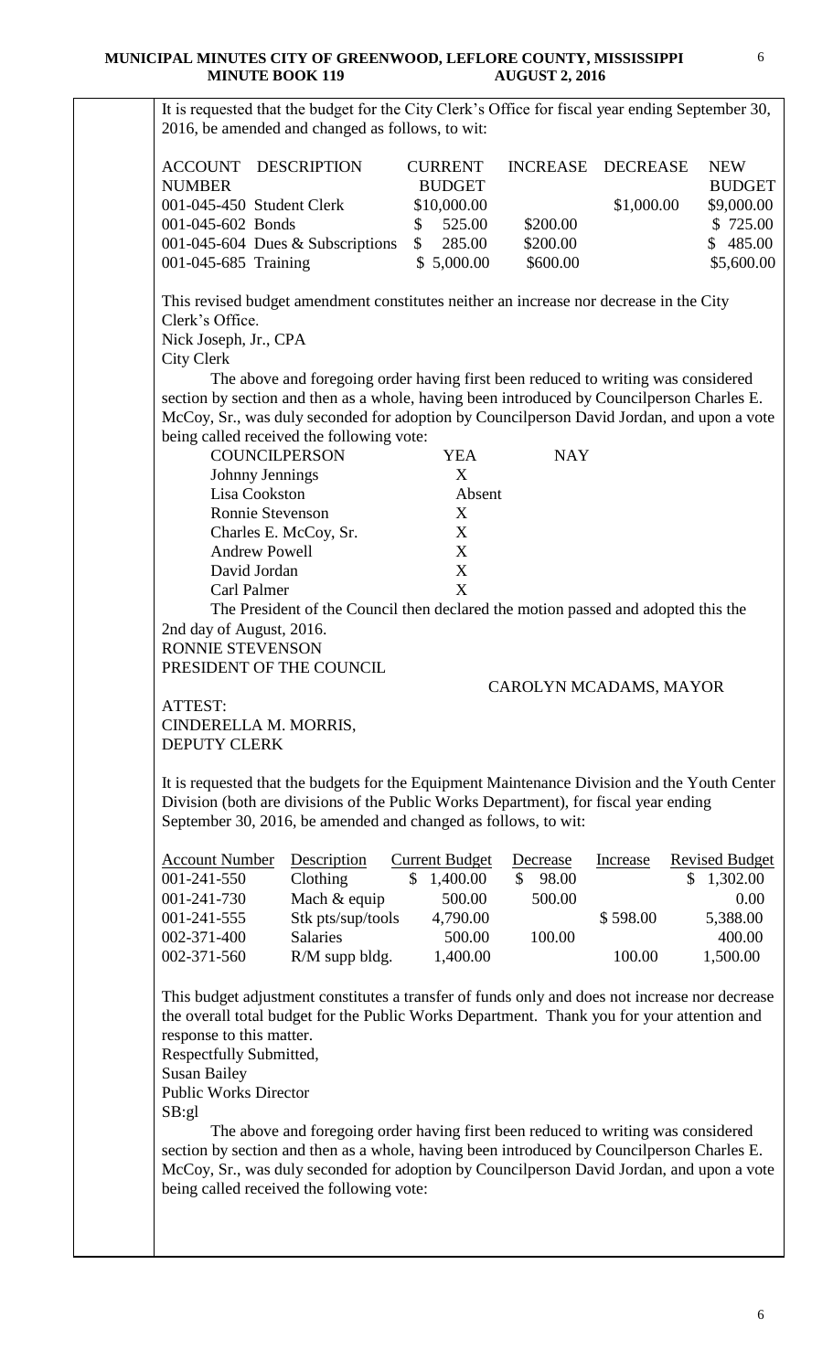It is requested that the budget for the City Clerk's Office for fiscal year ending September 30, 2016, be amended and changed as follows, to wit:

| ACCOUNT NUMBER | DESCRIPTION | CURRENT BUDGET | INCREASE | DECREASE | NEW BUDGET |
|---|---|---|---|---|---|
| 001-045-450 | Student Clerk | $10,000.00 | | $1,000.00 | $9,000.00 |
| 001-045-602 | Bonds | $ 525.00 | $200.00 | | $ 725.00 |
| 001-045-604 | Dues & Subscriptions | $ 285.00 | $200.00 | | $ 485.00 |
| 001-045-685 | Training | $ 5,000.00 | $600.00 | | $5,600.00 |

This revised budget amendment constitutes neither an increase nor decrease in the City Clerk's Office.
Nick Joseph, Jr., CPA
City Clerk

The above and foregoing order having first been reduced to writing was considered section by section and then as a whole, having been introduced by Councilperson Charles E. McCoy, Sr., was duly seconded for adoption by Councilperson David Jordan, and upon a vote being called received the following vote:

| COUNCILPERSON | YEA | NAY |
|---|---|---|
| Johnny Jennings | X | |
| Lisa Cookston | Absent | |
| Ronnie Stevenson | X | |
| Charles E. McCoy, Sr. | X | |
| Andrew Powell | X | |
| David Jordan | X | |
| Carl Palmer | X | |

The President of the Council then declared the motion passed and adopted this the 2nd day of August, 2016.

RONNIE STEVENSON
PRESIDENT OF THE COUNCIL

CAROLYN MCADAMS, MAYOR

ATTEST:
CINDERELLA M. MORRIS,
DEPUTY CLERK

It is requested that the budgets for the Equipment Maintenance Division and the Youth Center Division (both are divisions of the Public Works Department), for fiscal year ending September 30, 2016, be amended and changed as follows, to wit:

| Account Number | Description | Current Budget | Decrease | Increase | Revised Budget |
|---|---|---|---|---|---|
| 001-241-550 | Clothing | $ 1,400.00 | $ 98.00 | | $ 1,302.00 |
| 001-241-730 | Mach & equip | 500.00 | 500.00 | | 0.00 |
| 001-241-555 | Stk pts/sup/tools | 4,790.00 | | $ 598.00 | 5,388.00 |
| 002-371-400 | Salaries | 500.00 | 100.00 | | 400.00 |
| 002-371-560 | R/M supp bldg. | 1,400.00 | | 100.00 | 1,500.00 |

This budget adjustment constitutes a transfer of funds only and does not increase nor decrease the overall total budget for the Public Works Department. Thank you for your attention and response to this matter.
Respectfully Submitted,
Susan Bailey
Public Works Director
SB:gl

The above and foregoing order having first been reduced to writing was considered section by section and then as a whole, having been introduced by Councilperson Charles E. McCoy, Sr., was duly seconded for adoption by Councilperson David Jordan, and upon a vote being called received the following vote: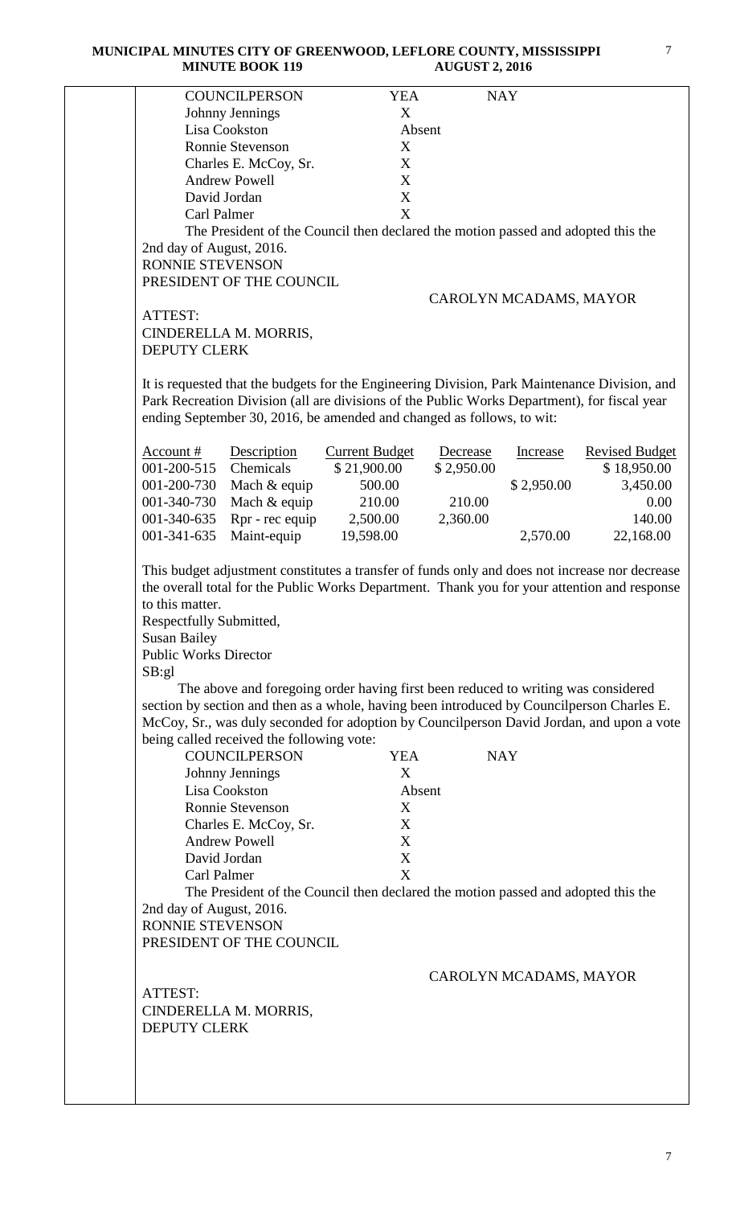| COUNCILPERSON | YEA | NAY |
|---|---|---|
| Johnny Jennings | X | |
| Lisa Cookston | Absent | |
| Ronnie Stevenson | X | |
| Charles E. McCoy, Sr. | X | |
| Andrew Powell | X | |
| David Jordan | X | |
| Carl Palmer | X | |

The President of the Council then declared the motion passed and adopted this the 2nd day of August, 2016.

RONNIE STEVENSON
PRESIDENT OF THE COUNCIL

CAROLYN MCADAMS, MAYOR

ATTEST:
CINDERELLA M. MORRIS,
DEPUTY CLERK

It is requested that the budgets for the Engineering Division, Park Maintenance Division, and Park Recreation Division (all are divisions of the Public Works Department), for fiscal year ending September 30, 2016, be amended and changed as follows, to wit:

| Account # | Description | Current Budget | Decrease | Increase | Revised Budget |
|---|---|---|---|---|---|
| 001-200-515 | Chemicals | $ 21,900.00 | $ 2,950.00 | | $ 18,950.00 |
| 001-200-730 | Mach & equip | 500.00 | | $ 2,950.00 | 3,450.00 |
| 001-340-730 | Mach & equip | 210.00 | 210.00 | | 0.00 |
| 001-340-635 | Rpr - rec equip | 2,500.00 | 2,360.00 | | 140.00 |
| 001-341-635 | Maint-equip | 19,598.00 | | 2,570.00 | 22,168.00 |

This budget adjustment constitutes a transfer of funds only and does not increase nor decrease the overall total for the Public Works Department. Thank you for your attention and response to this matter.

Respectfully Submitted,
Susan Bailey
Public Works Director
SB:gl

The above and foregoing order having first been reduced to writing was considered section by section and then as a whole, having been introduced by Councilperson Charles E. McCoy, Sr., was duly seconded for adoption by Councilperson David Jordan, and upon a vote being called received the following vote:

| COUNCILPERSON | YEA | NAY |
|---|---|---|
| Johnny Jennings | X | |
| Lisa Cookston | Absent | |
| Ronnie Stevenson | X | |
| Charles E. McCoy, Sr. | X | |
| Andrew Powell | X | |
| David Jordan | X | |
| Carl Palmer | X | |

The President of the Council then declared the motion passed and adopted this the 2nd day of August, 2016.

RONNIE STEVENSON
PRESIDENT OF THE COUNCIL

CAROLYN MCADAMS, MAYOR

ATTEST:
CINDERELLA M. MORRIS,
DEPUTY CLERK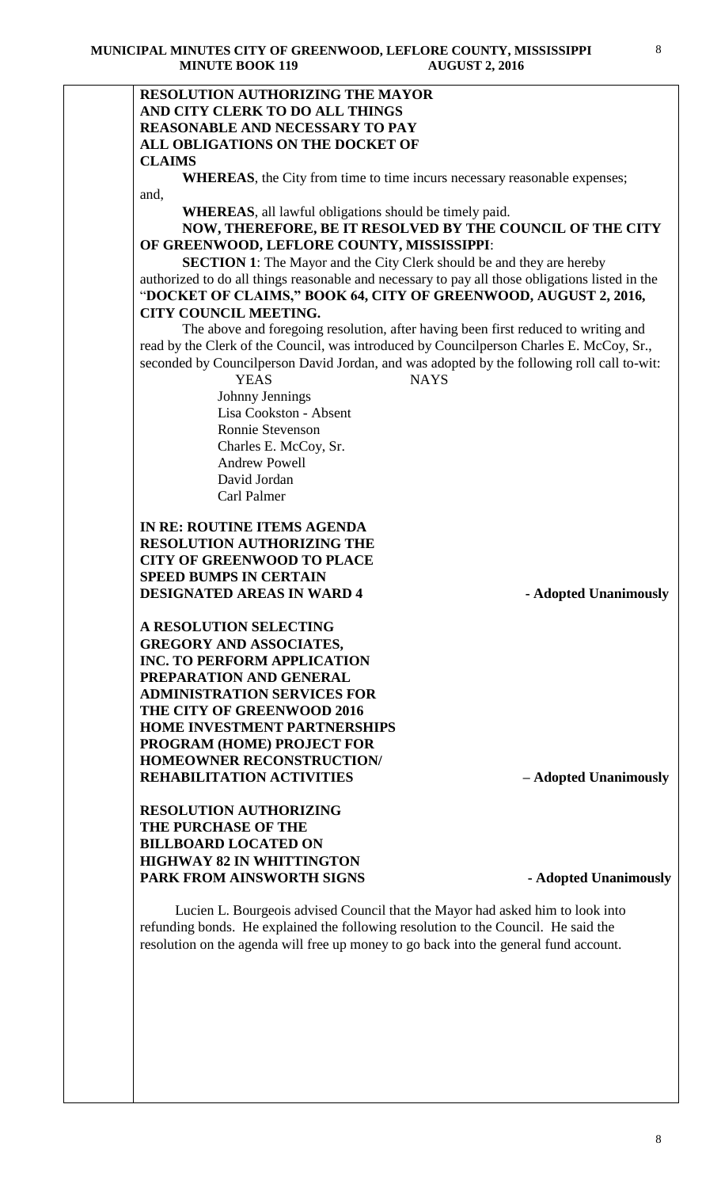**RESOLUTION AUTHORIZING THE MAYOR AND CITY CLERK TO DO ALL THINGS REASONABLE AND NECESSARY TO PAY ALL OBLIGATIONS ON THE DOCKET OF CLAIMS**

**WHEREAS**, the City from time to time incurs necessary reasonable expenses; and,

**WHEREAS**, all lawful obligations should be timely paid.

**NOW, THEREFORE, BE IT RESOLVED BY THE COUNCIL OF THE CITY OF GREENWOOD, LEFLORE COUNTY, MISSISSIPPI**:

**SECTION 1**: The Mayor and the City Clerk should be and they are hereby authorized to do all things reasonable and necessary to pay all those obligations listed in the "**DOCKET OF CLAIMS," BOOK 64, CITY OF GREENWOOD, AUGUST 2, 2016, CITY COUNCIL MEETING.**

The above and foregoing resolution, after having been first reduced to writing and read by the Clerk of the Council, was introduced by Councilperson Charles E. McCoy, Sr., seconded by Councilperson David Jordan, and was adopted by the following roll call to-wit:

| YEAS | NAYS |
|---|---|
| Johnny Jennings | |
| Lisa Cookston - Absent | |
| Ronnie Stevenson | |
| Charles E. McCoy, Sr. | |
| Andrew Powell | |
| David Jordan | |
| Carl Palmer | |

**IN RE: ROUTINE ITEMS AGENDA**

**RESOLUTION AUTHORIZING THE CITY OF GREENWOOD TO PLACE SPEED BUMPS IN CERTAIN DESIGNATED AREAS IN WARD 4** **- Adopted Unanimously**

**A RESOLUTION SELECTING GREGORY AND ASSOCIATES, INC. TO PERFORM APPLICATION PREPARATION AND GENERAL ADMINISTRATION SERVICES FOR THE CITY OF GREENWOOD 2016 HOME INVESTMENT PARTNERSHIPS PROGRAM (HOME) PROJECT FOR HOMEOWNER RECONSTRUCTION/ REHABILITATION ACTIVITIES** **– Adopted Unanimously**

**RESOLUTION AUTHORIZING THE PURCHASE OF THE BILLBOARD LOCATED ON HIGHWAY 82 IN WHITTINGTON PARK FROM AINSWORTH SIGNS** **- Adopted Unanimously**

Lucien L. Bourgeois advised Council that the Mayor had asked him to look into refunding bonds. He explained the following resolution to the Council. He said the resolution on the agenda will free up money to go back into the general fund account.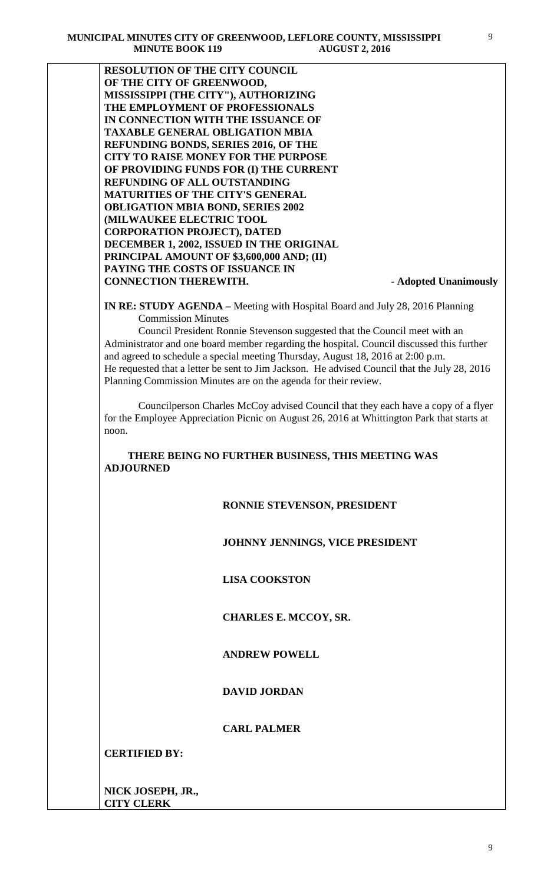**RESOLUTION OF THE CITY COUNCIL OF THE CITY OF GREENWOOD, MISSISSIPPI (THE CITY"), AUTHORIZING THE EMPLOYMENT OF PROFESSIONALS IN CONNECTION WITH THE ISSUANCE OF TAXABLE GENERAL OBLIGATION MBIA REFUNDING BONDS, SERIES 2016, OF THE CITY TO RAISE MONEY FOR THE PURPOSE OF PROVIDING FUNDS FOR (I) THE CURRENT REFUNDING OF ALL OUTSTANDING MATURITIES OF THE CITY'S GENERAL OBLIGATION MBIA BOND, SERIES 2002 (MILWAUKEE ELECTRIC TOOL CORPORATION PROJECT), DATED DECEMBER 1, 2002, ISSUED IN THE ORIGINAL PRINCIPAL AMOUNT OF $3,600,000 AND; (II) PAYING THE COSTS OF ISSUANCE IN CONNECTION THEREWITH.** **- Adopted Unanimously**

**IN RE: STUDY AGENDA** – Meeting with Hospital Board and July 28, 2016 Planning Commission Minutes

Council President Ronnie Stevenson suggested that the Council meet with an Administrator and one board member regarding the hospital. Council discussed this further and agreed to schedule a special meeting Thursday, August 18, 2016 at 2:00 p.m. He requested that a letter be sent to Jim Jackson. He advised Council that the July 28, 2016 Planning Commission Minutes are on the agenda for their review.

Councilperson Charles McCoy advised Council that they each have a copy of a flyer for the Employee Appreciation Picnic on August 26, 2016 at Whittington Park that starts at noon.

**THERE BEING NO FURTHER BUSINESS, THIS MEETING WAS ADJOURNED**

**RONNIE STEVENSON, PRESIDENT**

**JOHNNY JENNINGS, VICE PRESIDENT**

**LISA COOKSTON**

**CHARLES E. MCCOY, SR.**

**ANDREW POWELL**

**DAVID JORDAN**

**CARL PALMER**

**CERTIFIED BY:**

**NICK JOSEPH, JR.,**
**CITY CLERK**